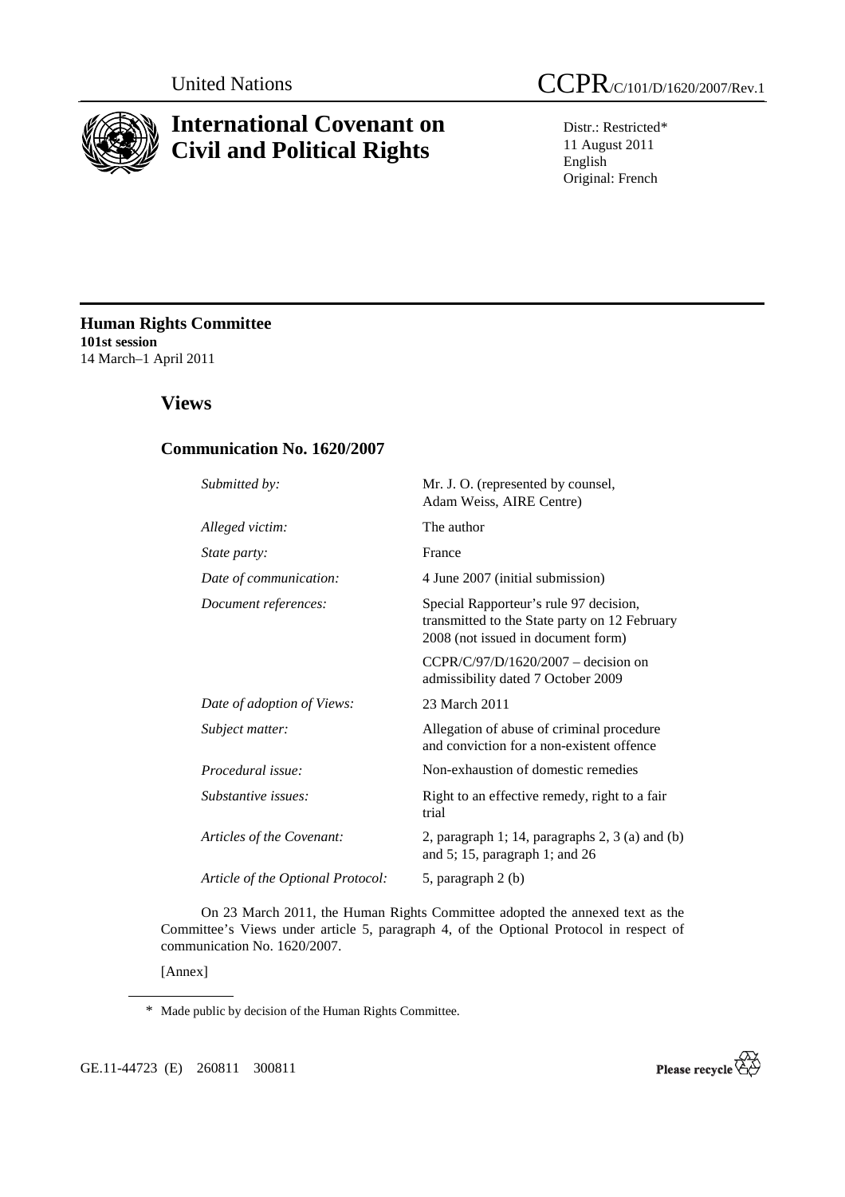United Nations CCPR/C/101/D/1620/2007/Rev.1

# International Covenant on Civil and Political Rights

Distr.: Restricted*
11 August 2011
English
Original: French

## Human Rights Committee

**101st session**
14 March–1 April 2011

## Views

### Communication No. 1620/2007

| | |
|---|---|
| *Submitted by:* | Mr. J. O. (represented by counsel, Adam Weiss, AIRE Centre) |
| *Alleged victim:* | The author |
| *State party:* | France |
| *Date of communication:* | 4 June 2007 (initial submission) |
| *Document references:* | Special Rapporteur's rule 97 decision, transmitted to the State party on 12 February 2008 (not issued in document form) |
| | CCPR/C/97/D/1620/2007 – decision on admissibility dated 7 October 2009 |
| *Date of adoption of Views:* | 23 March 2011 |
| *Subject matter:* | Allegation of abuse of criminal procedure and conviction for a non-existent offence |
| *Procedural issue:* | Non-exhaustion of domestic remedies |
| *Substantive issues:* | Right to an effective remedy, right to a fair trial |
| *Articles of the Covenant:* | 2, paragraph 1; 14, paragraphs 2, 3 (a) and (b) and 5; 15, paragraph 1; and 26 |
| *Article of the Optional Protocol:* | 5, paragraph 2 (b) |

On 23 March 2011, the Human Rights Committee adopted the annexed text as the Committee's Views under article 5, paragraph 4, of the Optional Protocol in respect of communication No. 1620/2007.

[Annex]

\* Made public by decision of the Human Rights Committee.

GE.11-44723 (E) 260811 300811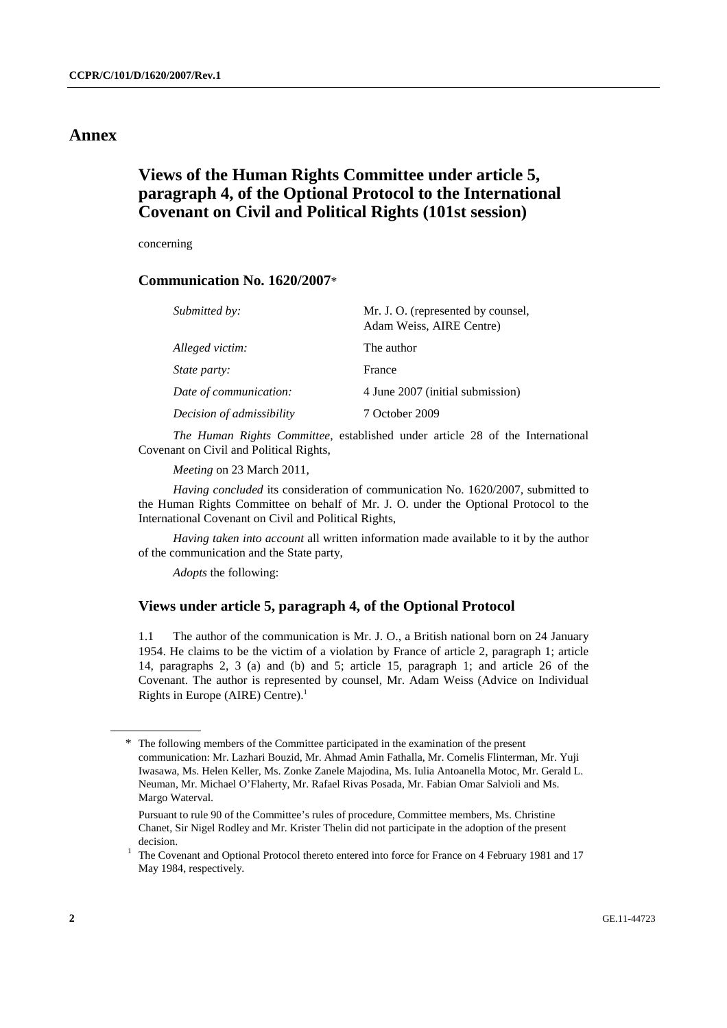# Annex

## Views of the Human Rights Committee under article 5, paragraph 4, of the Optional Protocol to the International Covenant on Civil and Political Rights (101st session)

concerning

### Communication No. 1620/2007*

| | |
|---|---|
| *Submitted by:* | Mr. J. O. (represented by counsel, Adam Weiss, AIRE Centre) |
| *Alleged victim:* | The author |
| *State party:* | France |
| *Date of communication:* | 4 June 2007 (initial submission) |
| *Decision of admissibility* | 7 October 2009 |

*The Human Rights Committee*, established under article 28 of the International Covenant on Civil and Political Rights,

*Meeting* on 23 March 2011,

*Having concluded* its consideration of communication No. 1620/2007, submitted to the Human Rights Committee on behalf of Mr. J. O. under the Optional Protocol to the International Covenant on Civil and Political Rights,

*Having taken into account* all written information made available to it by the author of the communication and the State party,

*Adopts* the following:

### Views under article 5, paragraph 4, of the Optional Protocol

1.1 The author of the communication is Mr. J. O., a British national born on 24 January 1954. He claims to be the victim of a violation by France of article 2, paragraph 1; article 14, paragraphs 2, 3 (a) and (b) and 5; article 15, paragraph 1; and article 26 of the Covenant. The author is represented by counsel, Mr. Adam Weiss (Advice on Individual Rights in Europe (AIRE) Centre).[1]

---

\* The following members of the Committee participated in the examination of the present communication: Mr. Lazhari Bouzid, Mr. Ahmad Amin Fathalla, Mr. Cornelis Flinterman, Mr. Yuji Iwasawa, Ms. Helen Keller, Ms. Zonke Zanele Majodina, Ms. Iulia Antoanella Motoc, Mr. Gerald L. Neuman, Mr. Michael O'Flaherty, Mr. Rafael Rivas Posada, Mr. Fabian Omar Salvioli and Ms. Margo Waterval.

Pursuant to rule 90 of the Committee's rules of procedure, Committee members, Ms. Christine Chanet, Sir Nigel Rodley and Mr. Krister Thelin did not participate in the adoption of the present decision.

[1] The Covenant and Optional Protocol thereto entered into force for France on 4 February 1981 and 17 May 1984, respectively.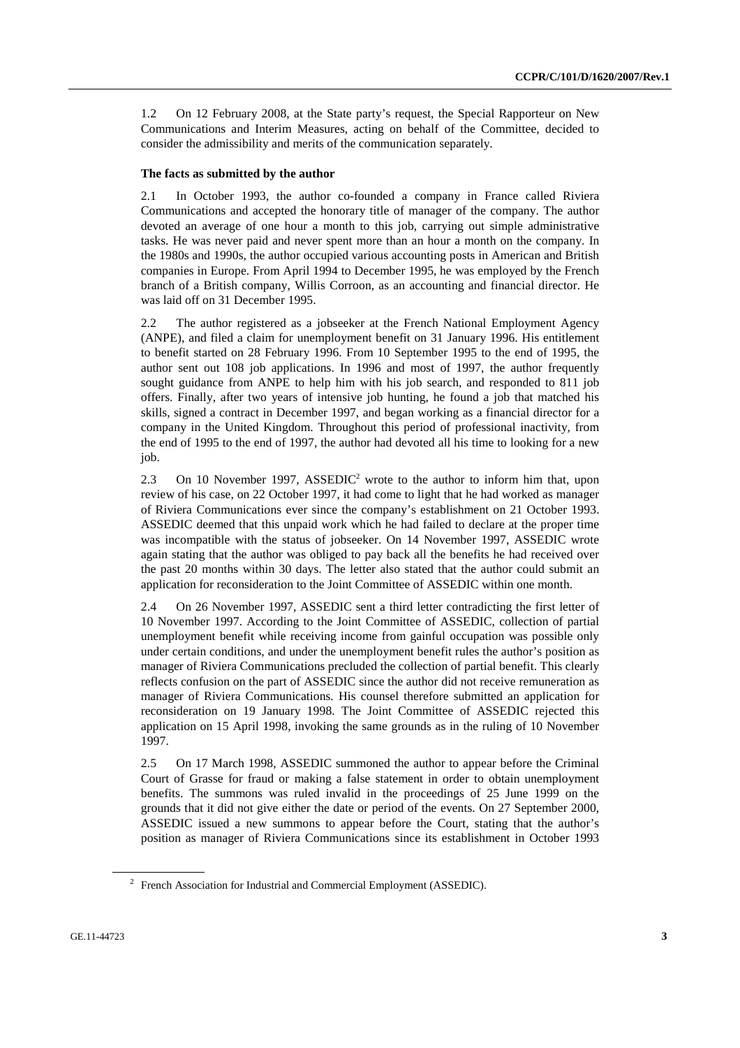1.2 On 12 February 2008, at the State party's request, the Special Rapporteur on New Communications and Interim Measures, acting on behalf of the Committee, decided to consider the admissibility and merits of the communication separately.

**The facts as submitted by the author**

2.1 In October 1993, the author co-founded a company in France called Riviera Communications and accepted the honorary title of manager of the company. The author devoted an average of one hour a month to this job, carrying out simple administrative tasks. He was never paid and never spent more than an hour a month on the company. In the 1980s and 1990s, the author occupied various accounting posts in American and British companies in Europe. From April 1994 to December 1995, he was employed by the French branch of a British company, Willis Corroon, as an accounting and financial director. He was laid off on 31 December 1995.

2.2 The author registered as a jobseeker at the French National Employment Agency (ANPE), and filed a claim for unemployment benefit on 31 January 1996. His entitlement to benefit started on 28 February 1996. From 10 September 1995 to the end of 1995, the author sent out 108 job applications. In 1996 and most of 1997, the author frequently sought guidance from ANPE to help him with his job search, and responded to 811 job offers. Finally, after two years of intensive job hunting, he found a job that matched his skills, signed a contract in December 1997, and began working as a financial director for a company in the United Kingdom. Throughout this period of professional inactivity, from the end of 1995 to the end of 1997, the author had devoted all his time to looking for a new job.

2.3 On 10 November 1997, ASSEDIC[2] wrote to the author to inform him that, upon review of his case, on 22 October 1997, it had come to light that he had worked as manager of Riviera Communications ever since the company's establishment on 21 October 1993. ASSEDIC deemed that this unpaid work which he had failed to declare at the proper time was incompatible with the status of jobseeker. On 14 November 1997, ASSEDIC wrote again stating that the author was obliged to pay back all the benefits he had received over the past 20 months within 30 days. The letter also stated that the author could submit an application for reconsideration to the Joint Committee of ASSEDIC within one month.

2.4 On 26 November 1997, ASSEDIC sent a third letter contradicting the first letter of 10 November 1997. According to the Joint Committee of ASSEDIC, collection of partial unemployment benefit while receiving income from gainful occupation was possible only under certain conditions, and under the unemployment benefit rules the author's position as manager of Riviera Communications precluded the collection of partial benefit. This clearly reflects confusion on the part of ASSEDIC since the author did not receive remuneration as manager of Riviera Communications. His counsel therefore submitted an application for reconsideration on 19 January 1998. The Joint Committee of ASSEDIC rejected this application on 15 April 1998, invoking the same grounds as in the ruling of 10 November 1997.

2.5 On 17 March 1998, ASSEDIC summoned the author to appear before the Criminal Court of Grasse for fraud or making a false statement in order to obtain unemployment benefits. The summons was ruled invalid in the proceedings of 25 June 1999 on the grounds that it did not give either the date or period of the events. On 27 September 2000, ASSEDIC issued a new summons to appear before the Court, stating that the author's position as manager of Riviera Communications since its establishment in October 1993

[2] French Association for Industrial and Commercial Employment (ASSEDIC).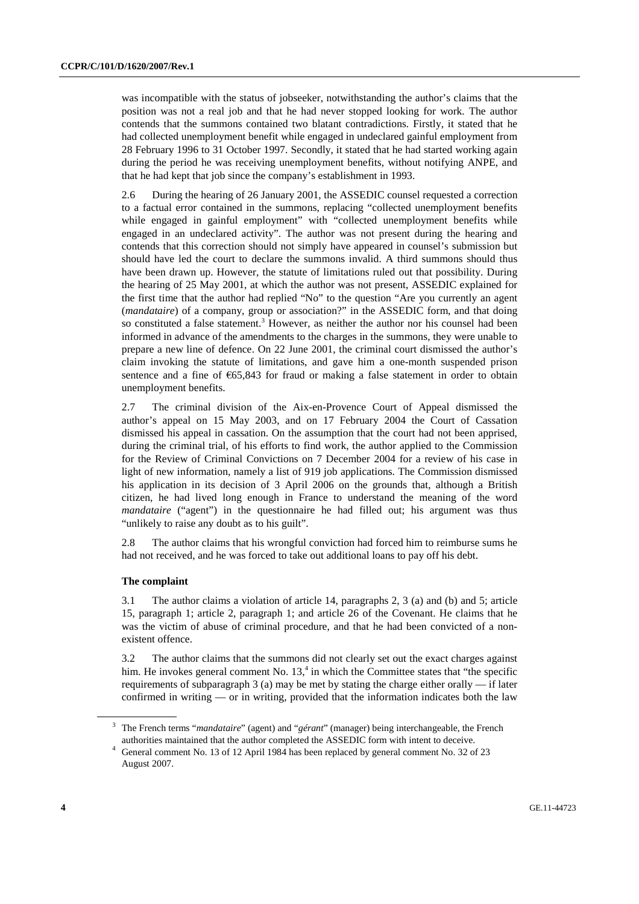was incompatible with the status of jobseeker, notwithstanding the author's claims that the position was not a real job and that he had never stopped looking for work. The author contends that the summons contained two blatant contradictions. Firstly, it stated that he had collected unemployment benefit while engaged in undeclared gainful employment from 28 February 1996 to 31 October 1997. Secondly, it stated that he had started working again during the period he was receiving unemployment benefits, without notifying ANPE, and that he had kept that job since the company's establishment in 1993.

2.6 During the hearing of 26 January 2001, the ASSEDIC counsel requested a correction to a factual error contained in the summons, replacing "collected unemployment benefits while engaged in gainful employment" with "collected unemployment benefits while engaged in an undeclared activity". The author was not present during the hearing and contends that this correction should not simply have appeared in counsel's submission but should have led the court to declare the summons invalid. A third summons should thus have been drawn up. However, the statute of limitations ruled out that possibility. During the hearing of 25 May 2001, at which the author was not present, ASSEDIC explained for the first time that the author had replied "No" to the question "Are you currently an agent (*mandataire*) of a company, group or association?" in the ASSEDIC form, and that doing so constituted a false statement.[3] However, as neither the author nor his counsel had been informed in advance of the amendments to the charges in the summons, they were unable to prepare a new line of defence. On 22 June 2001, the criminal court dismissed the author's claim invoking the statute of limitations, and gave him a one-month suspended prison sentence and a fine of €65,843 for fraud or making a false statement in order to obtain unemployment benefits.

2.7 The criminal division of the Aix-en-Provence Court of Appeal dismissed the author's appeal on 15 May 2003, and on 17 February 2004 the Court of Cassation dismissed his appeal in cassation. On the assumption that the court had not been apprised, during the criminal trial, of his efforts to find work, the author applied to the Commission for the Review of Criminal Convictions on 7 December 2004 for a review of his case in light of new information, namely a list of 919 job applications. The Commission dismissed his application in its decision of 3 April 2006 on the grounds that, although a British citizen, he had lived long enough in France to understand the meaning of the word *mandataire* ("agent") in the questionnaire he had filled out; his argument was thus "unlikely to raise any doubt as to his guilt".

2.8 The author claims that his wrongful conviction had forced him to reimburse sums he had not received, and he was forced to take out additional loans to pay off his debt.

### The complaint

3.1 The author claims a violation of article 14, paragraphs 2, 3 (a) and (b) and 5; article 15, paragraph 1; article 2, paragraph 1; and article 26 of the Covenant. He claims that he was the victim of abuse of criminal procedure, and that he had been convicted of a non-existent offence.

3.2 The author claims that the summons did not clearly set out the exact charges against him. He invokes general comment No. 13,[4] in which the Committee states that "the specific requirements of subparagraph 3 (a) may be met by stating the charge either orally — if later confirmed in writing — or in writing, provided that the information indicates both the law

---

[3] The French terms "*mandataire*" (agent) and "*gérant*" (manager) being interchangeable, the French authorities maintained that the author completed the ASSEDIC form with intent to deceive.

[4] General comment No. 13 of 12 April 1984 has been replaced by general comment No. 32 of 23 August 2007.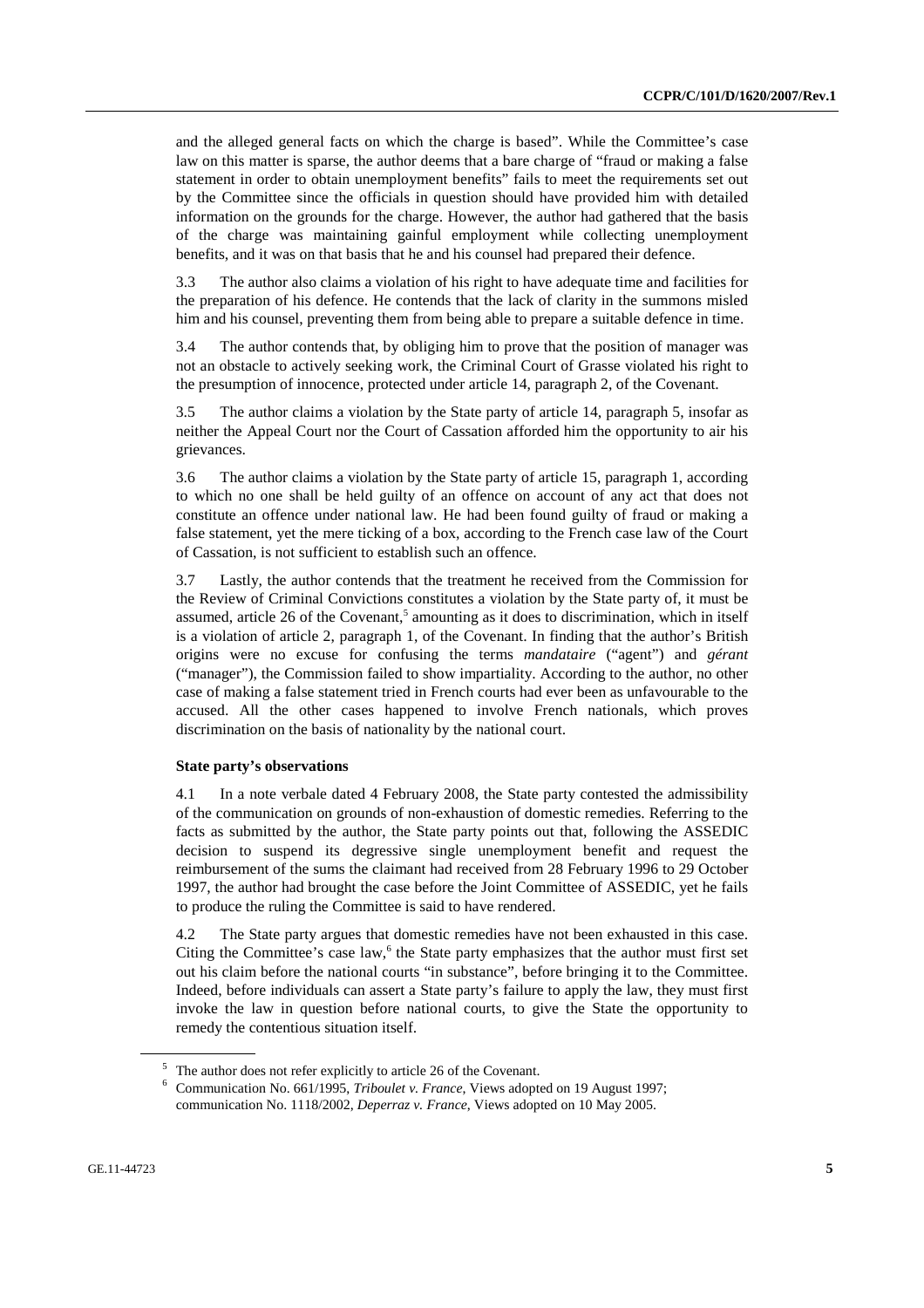and the alleged general facts on which the charge is based". While the Committee's case law on this matter is sparse, the author deems that a bare charge of "fraud or making a false statement in order to obtain unemployment benefits" fails to meet the requirements set out by the Committee since the officials in question should have provided him with detailed information on the grounds for the charge. However, the author had gathered that the basis of the charge was maintaining gainful employment while collecting unemployment benefits, and it was on that basis that he and his counsel had prepared their defence.

3.3 The author also claims a violation of his right to have adequate time and facilities for the preparation of his defence. He contends that the lack of clarity in the summons misled him and his counsel, preventing them from being able to prepare a suitable defence in time.

3.4 The author contends that, by obliging him to prove that the position of manager was not an obstacle to actively seeking work, the Criminal Court of Grasse violated his right to the presumption of innocence, protected under article 14, paragraph 2, of the Covenant.

3.5 The author claims a violation by the State party of article 14, paragraph 5, insofar as neither the Appeal Court nor the Court of Cassation afforded him the opportunity to air his grievances.

3.6 The author claims a violation by the State party of article 15, paragraph 1, according to which no one shall be held guilty of an offence on account of any act that does not constitute an offence under national law. He had been found guilty of fraud or making a false statement, yet the mere ticking of a box, according to the French case law of the Court of Cassation, is not sufficient to establish such an offence.

3.7 Lastly, the author contends that the treatment he received from the Commission for the Review of Criminal Convictions constitutes a violation by the State party of, it must be assumed, article 26 of the Covenant,[5] amounting as it does to discrimination, which in itself is a violation of article 2, paragraph 1, of the Covenant. In finding that the author's British origins were no excuse for confusing the terms *mandataire* ("agent") and *gérant* ("manager"), the Commission failed to show impartiality. According to the author, no other case of making a false statement tried in French courts had ever been as unfavourable to the accused. All the other cases happened to involve French nationals, which proves discrimination on the basis of nationality by the national court.

**State party's observations**

4.1 In a note verbale dated 4 February 2008, the State party contested the admissibility of the communication on grounds of non-exhaustion of domestic remedies. Referring to the facts as submitted by the author, the State party points out that, following the ASSEDIC decision to suspend its degressive single unemployment benefit and request the reimbursement of the sums the claimant had received from 28 February 1996 to 29 October 1997, the author had brought the case before the Joint Committee of ASSEDIC, yet he fails to produce the ruling the Committee is said to have rendered.

4.2 The State party argues that domestic remedies have not been exhausted in this case. Citing the Committee's case law,[6] the State party emphasizes that the author must first set out his claim before the national courts "in substance", before bringing it to the Committee. Indeed, before individuals can assert a State party's failure to apply the law, they must first invoke the law in question before national courts, to give the State the opportunity to remedy the contentious situation itself.

[5] The author does not refer explicitly to article 26 of the Covenant.

[6] Communication No. 661/1995, *Triboulet v. France*, Views adopted on 19 August 1997; communication No. 1118/2002, *Deperraz v. France*, Views adopted on 10 May 2005.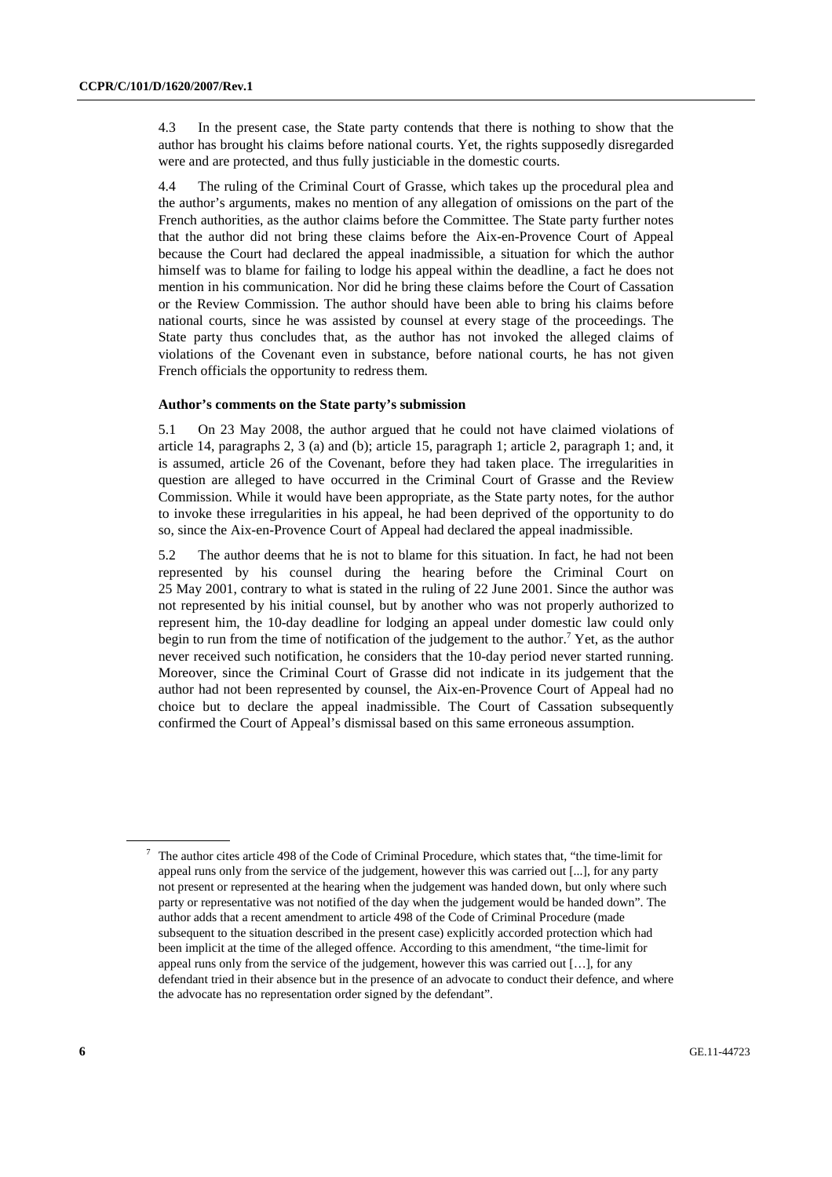4.3 In the present case, the State party contends that there is nothing to show that the author has brought his claims before national courts. Yet, the rights supposedly disregarded were and are protected, and thus fully justiciable in the domestic courts.

4.4 The ruling of the Criminal Court of Grasse, which takes up the procedural plea and the author's arguments, makes no mention of any allegation of omissions on the part of the French authorities, as the author claims before the Committee. The State party further notes that the author did not bring these claims before the Aix-en-Provence Court of Appeal because the Court had declared the appeal inadmissible, a situation for which the author himself was to blame for failing to lodge his appeal within the deadline, a fact he does not mention in his communication. Nor did he bring these claims before the Court of Cassation or the Review Commission. The author should have been able to bring his claims before national courts, since he was assisted by counsel at every stage of the proceedings. The State party thus concludes that, as the author has not invoked the alleged claims of violations of the Covenant even in substance, before national courts, he has not given French officials the opportunity to redress them.

### Author's comments on the State party's submission

5.1 On 23 May 2008, the author argued that he could not have claimed violations of article 14, paragraphs 2, 3 (a) and (b); article 15, paragraph 1; article 2, paragraph 1; and, it is assumed, article 26 of the Covenant, before they had taken place. The irregularities in question are alleged to have occurred in the Criminal Court of Grasse and the Review Commission. While it would have been appropriate, as the State party notes, for the author to invoke these irregularities in his appeal, he had been deprived of the opportunity to do so, since the Aix-en-Provence Court of Appeal had declared the appeal inadmissible.

5.2 The author deems that he is not to blame for this situation. In fact, he had not been represented by his counsel during the hearing before the Criminal Court on 25 May 2001, contrary to what is stated in the ruling of 22 June 2001. Since the author was not represented by his initial counsel, but by another who was not properly authorized to represent him, the 10-day deadline for lodging an appeal under domestic law could only begin to run from the time of notification of the judgement to the author.[7] Yet, as the author never received such notification, he considers that the 10-day period never started running. Moreover, since the Criminal Court of Grasse did not indicate in its judgement that the author had not been represented by counsel, the Aix-en-Provence Court of Appeal had no choice but to declare the appeal inadmissible. The Court of Cassation subsequently confirmed the Court of Appeal's dismissal based on this same erroneous assumption.

---

[7] The author cites article 498 of the Code of Criminal Procedure, which states that, "the time-limit for appeal runs only from the service of the judgement, however this was carried out [...], for any party not present or represented at the hearing when the judgement was handed down, but only where such party or representative was not notified of the day when the judgement would be handed down". The author adds that a recent amendment to article 498 of the Code of Criminal Procedure (made subsequent to the situation described in the present case) explicitly accorded protection which had been implicit at the time of the alleged offence. According to this amendment, "the time-limit for appeal runs only from the service of the judgement, however this was carried out […], for any defendant tried in their absence but in the presence of an advocate to conduct their defence, and where the advocate has no representation order signed by the defendant".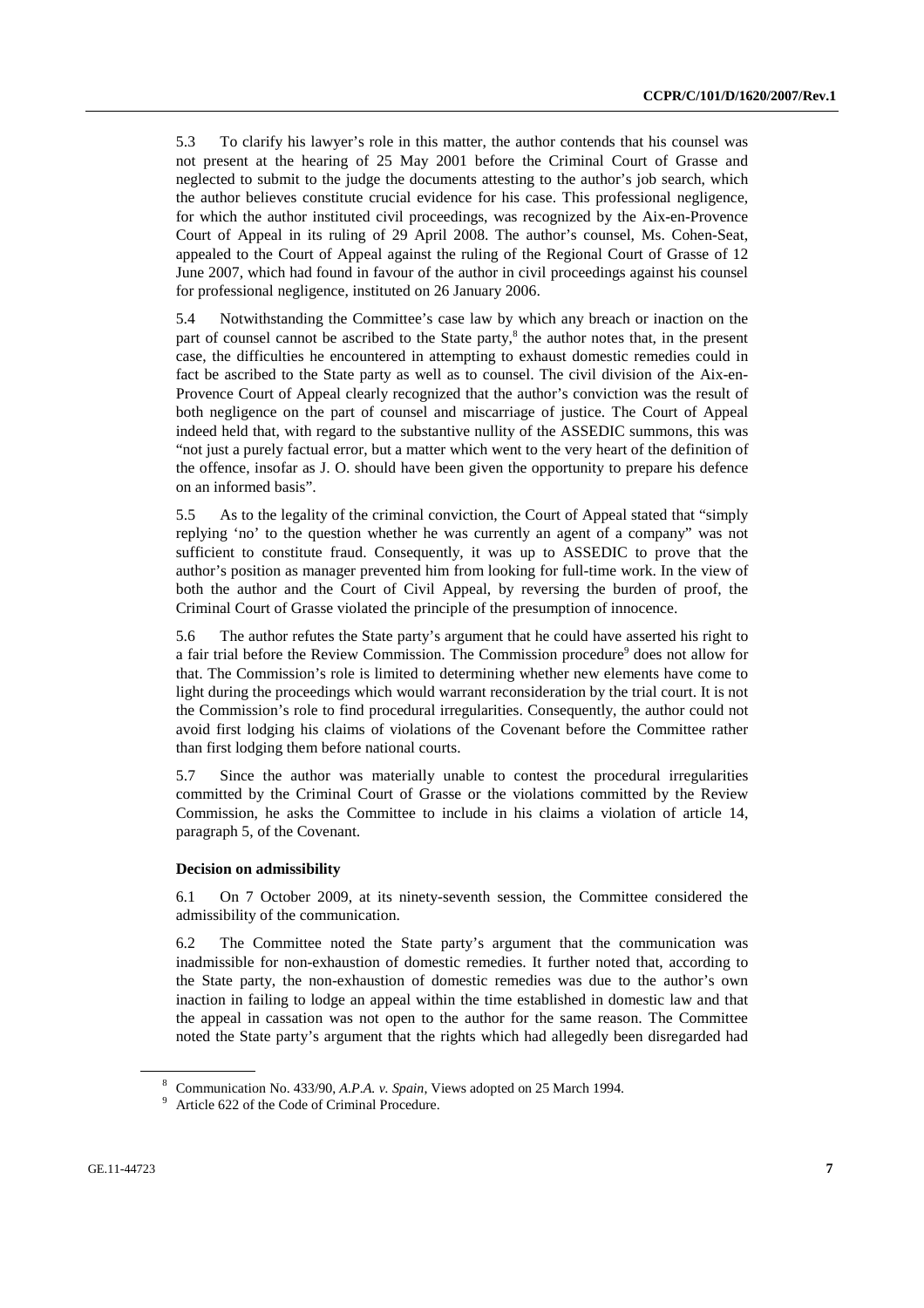5.3 To clarify his lawyer's role in this matter, the author contends that his counsel was not present at the hearing of 25 May 2001 before the Criminal Court of Grasse and neglected to submit to the judge the documents attesting to the author's job search, which the author believes constitute crucial evidence for his case. This professional negligence, for which the author instituted civil proceedings, was recognized by the Aix-en-Provence Court of Appeal in its ruling of 29 April 2008. The author's counsel, Ms. Cohen-Seat, appealed to the Court of Appeal against the ruling of the Regional Court of Grasse of 12 June 2007, which had found in favour of the author in civil proceedings against his counsel for professional negligence, instituted on 26 January 2006.

5.4 Notwithstanding the Committee's case law by which any breach or inaction on the part of counsel cannot be ascribed to the State party,[8] the author notes that, in the present case, the difficulties he encountered in attempting to exhaust domestic remedies could in fact be ascribed to the State party as well as to counsel. The civil division of the Aix-en-Provence Court of Appeal clearly recognized that the author's conviction was the result of both negligence on the part of counsel and miscarriage of justice. The Court of Appeal indeed held that, with regard to the substantive nullity of the ASSEDIC summons, this was "not just a purely factual error, but a matter which went to the very heart of the definition of the offence, insofar as J. O. should have been given the opportunity to prepare his defence on an informed basis".

5.5 As to the legality of the criminal conviction, the Court of Appeal stated that "simply replying 'no' to the question whether he was currently an agent of a company" was not sufficient to constitute fraud. Consequently, it was up to ASSEDIC to prove that the author's position as manager prevented him from looking for full-time work. In the view of both the author and the Court of Civil Appeal, by reversing the burden of proof, the Criminal Court of Grasse violated the principle of the presumption of innocence.

5.6 The author refutes the State party's argument that he could have asserted his right to a fair trial before the Review Commission. The Commission procedure[9] does not allow for that. The Commission's role is limited to determining whether new elements have come to light during the proceedings which would warrant reconsideration by the trial court. It is not the Commission's role to find procedural irregularities. Consequently, the author could not avoid first lodging his claims of violations of the Covenant before the Committee rather than first lodging them before national courts.

5.7 Since the author was materially unable to contest the procedural irregularities committed by the Criminal Court of Grasse or the violations committed by the Review Commission, he asks the Committee to include in his claims a violation of article 14, paragraph 5, of the Covenant.

### Decision on admissibility

6.1 On 7 October 2009, at its ninety-seventh session, the Committee considered the admissibility of the communication.

6.2 The Committee noted the State party's argument that the communication was inadmissible for non-exhaustion of domestic remedies. It further noted that, according to the State party, the non-exhaustion of domestic remedies was due to the author's own inaction in failing to lodge an appeal within the time established in domestic law and that the appeal in cassation was not open to the author for the same reason. The Committee noted the State party's argument that the rights which had allegedly been disregarded had

---

[8] Communication No. 433/90, *A.P.A. v. Spain*, Views adopted on 25 March 1994.

[9] Article 622 of the Code of Criminal Procedure.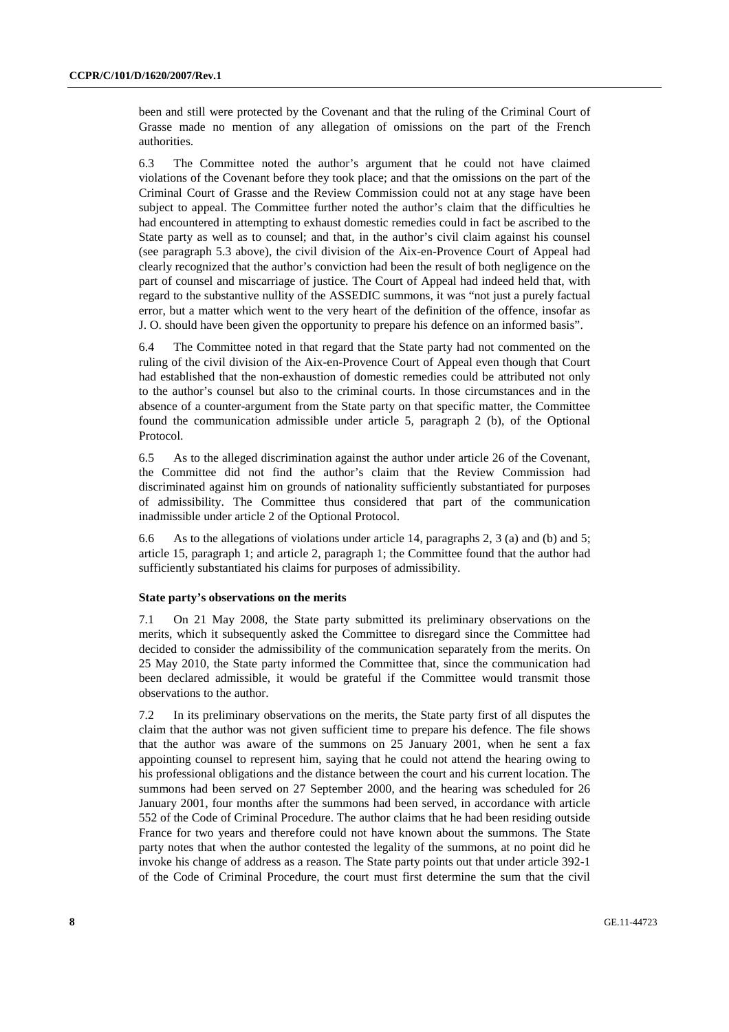been and still were protected by the Covenant and that the ruling of the Criminal Court of Grasse made no mention of any allegation of omissions on the part of the French authorities.

6.3 The Committee noted the author's argument that he could not have claimed violations of the Covenant before they took place; and that the omissions on the part of the Criminal Court of Grasse and the Review Commission could not at any stage have been subject to appeal. The Committee further noted the author's claim that the difficulties he had encountered in attempting to exhaust domestic remedies could in fact be ascribed to the State party as well as to counsel; and that, in the author's civil claim against his counsel (see paragraph 5.3 above), the civil division of the Aix-en-Provence Court of Appeal had clearly recognized that the author's conviction had been the result of both negligence on the part of counsel and miscarriage of justice. The Court of Appeal had indeed held that, with regard to the substantive nullity of the ASSEDIC summons, it was "not just a purely factual error, but a matter which went to the very heart of the definition of the offence, insofar as J. O. should have been given the opportunity to prepare his defence on an informed basis".

6.4 The Committee noted in that regard that the State party had not commented on the ruling of the civil division of the Aix-en-Provence Court of Appeal even though that Court had established that the non-exhaustion of domestic remedies could be attributed not only to the author's counsel but also to the criminal courts. In those circumstances and in the absence of a counter-argument from the State party on that specific matter, the Committee found the communication admissible under article 5, paragraph 2 (b), of the Optional Protocol.

6.5 As to the alleged discrimination against the author under article 26 of the Covenant, the Committee did not find the author's claim that the Review Commission had discriminated against him on grounds of nationality sufficiently substantiated for purposes of admissibility. The Committee thus considered that part of the communication inadmissible under article 2 of the Optional Protocol.

6.6 As to the allegations of violations under article 14, paragraphs 2, 3 (a) and (b) and 5; article 15, paragraph 1; and article 2, paragraph 1; the Committee found that the author had sufficiently substantiated his claims for purposes of admissibility.

**State party's observations on the merits**

7.1 On 21 May 2008, the State party submitted its preliminary observations on the merits, which it subsequently asked the Committee to disregard since the Committee had decided to consider the admissibility of the communication separately from the merits. On 25 May 2010, the State party informed the Committee that, since the communication had been declared admissible, it would be grateful if the Committee would transmit those observations to the author.

7.2 In its preliminary observations on the merits, the State party first of all disputes the claim that the author was not given sufficient time to prepare his defence. The file shows that the author was aware of the summons on 25 January 2001, when he sent a fax appointing counsel to represent him, saying that he could not attend the hearing owing to his professional obligations and the distance between the court and his current location. The summons had been served on 27 September 2000, and the hearing was scheduled for 26 January 2001, four months after the summons had been served, in accordance with article 552 of the Code of Criminal Procedure. The author claims that he had been residing outside France for two years and therefore could not have known about the summons. The State party notes that when the author contested the legality of the summons, at no point did he invoke his change of address as a reason. The State party points out that under article 392-1 of the Code of Criminal Procedure, the court must first determine the sum that the civil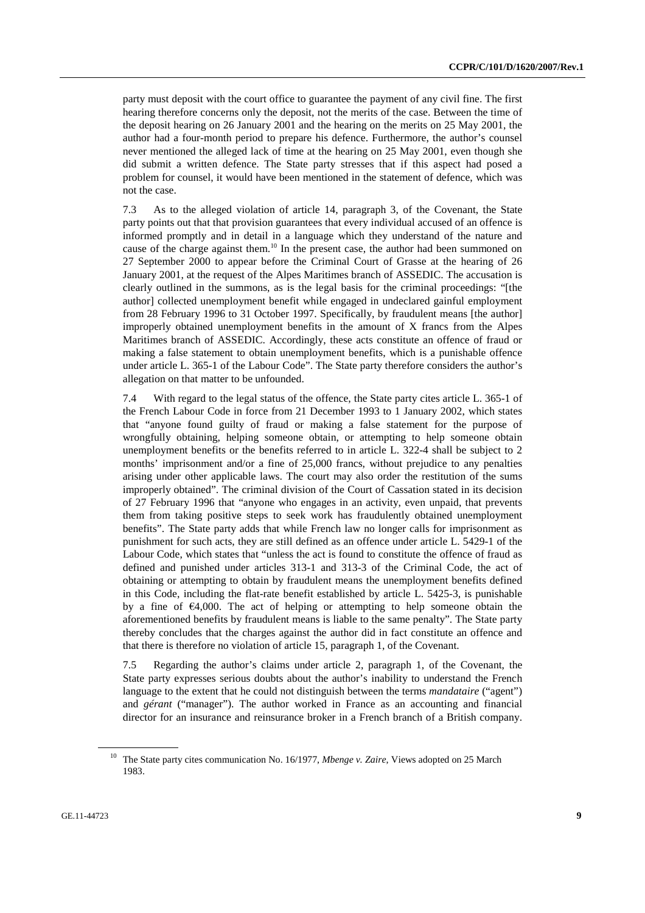party must deposit with the court office to guarantee the payment of any civil fine. The first hearing therefore concerns only the deposit, not the merits of the case. Between the time of the deposit hearing on 26 January 2001 and the hearing on the merits on 25 May 2001, the author had a four-month period to prepare his defence. Furthermore, the author's counsel never mentioned the alleged lack of time at the hearing on 25 May 2001, even though she did submit a written defence. The State party stresses that if this aspect had posed a problem for counsel, it would have been mentioned in the statement of defence, which was not the case.

7.3 As to the alleged violation of article 14, paragraph 3, of the Covenant, the State party points out that that provision guarantees that every individual accused of an offence is informed promptly and in detail in a language which they understand of the nature and cause of the charge against them.[10] In the present case, the author had been summoned on 27 September 2000 to appear before the Criminal Court of Grasse at the hearing of 26 January 2001, at the request of the Alpes Maritimes branch of ASSEDIC. The accusation is clearly outlined in the summons, as is the legal basis for the criminal proceedings: "[the author] collected unemployment benefit while engaged in undeclared gainful employment from 28 February 1996 to 31 October 1997. Specifically, by fraudulent means [the author] improperly obtained unemployment benefits in the amount of X francs from the Alpes Maritimes branch of ASSEDIC. Accordingly, these acts constitute an offence of fraud or making a false statement to obtain unemployment benefits, which is a punishable offence under article L. 365-1 of the Labour Code". The State party therefore considers the author's allegation on that matter to be unfounded.

7.4 With regard to the legal status of the offence, the State party cites article L. 365-1 of the French Labour Code in force from 21 December 1993 to 1 January 2002, which states that "anyone found guilty of fraud or making a false statement for the purpose of wrongfully obtaining, helping someone obtain, or attempting to help someone obtain unemployment benefits or the benefits referred to in article L. 322-4 shall be subject to 2 months' imprisonment and/or a fine of 25,000 francs, without prejudice to any penalties arising under other applicable laws. The court may also order the restitution of the sums improperly obtained". The criminal division of the Court of Cassation stated in its decision of 27 February 1996 that "anyone who engages in an activity, even unpaid, that prevents them from taking positive steps to seek work has fraudulently obtained unemployment benefits". The State party adds that while French law no longer calls for imprisonment as punishment for such acts, they are still defined as an offence under article L. 5429-1 of the Labour Code, which states that "unless the act is found to constitute the offence of fraud as defined and punished under articles 313-1 and 313-3 of the Criminal Code, the act of obtaining or attempting to obtain by fraudulent means the unemployment benefits defined in this Code, including the flat-rate benefit established by article L. 5425-3, is punishable by a fine of €4,000. The act of helping or attempting to help someone obtain the aforementioned benefits by fraudulent means is liable to the same penalty". The State party thereby concludes that the charges against the author did in fact constitute an offence and that there is therefore no violation of article 15, paragraph 1, of the Covenant.

7.5 Regarding the author's claims under article 2, paragraph 1, of the Covenant, the State party expresses serious doubts about the author's inability to understand the French language to the extent that he could not distinguish between the terms *mandataire* ("agent") and *gérant* ("manager"). The author worked in France as an accounting and financial director for an insurance and reinsurance broker in a French branch of a British company.

[10] The State party cites communication No. 16/1977, *Mbenge v. Zaire*, Views adopted on 25 March 1983.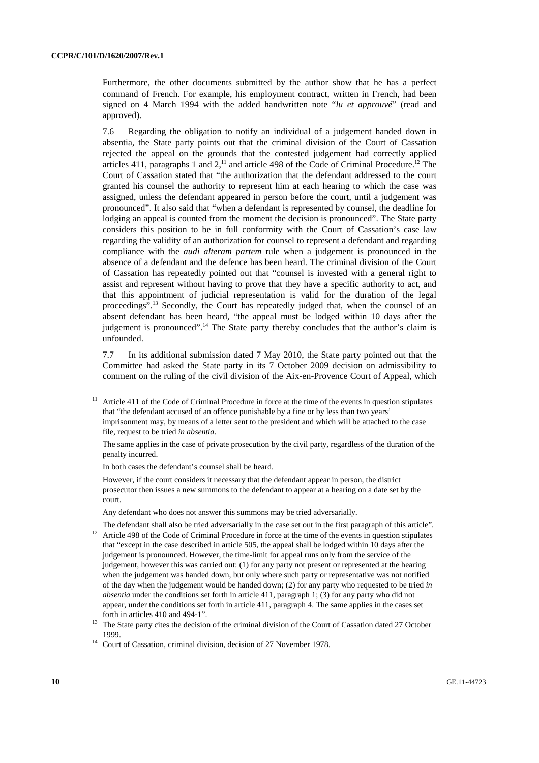Furthermore, the other documents submitted by the author show that he has a perfect command of French. For example, his employment contract, written in French, had been signed on 4 March 1994 with the added handwritten note "*lu et approuvé*" (read and approved).

7.6 Regarding the obligation to notify an individual of a judgement handed down in absentia, the State party points out that the criminal division of the Court of Cassation rejected the appeal on the grounds that the contested judgement had correctly applied articles 411, paragraphs 1 and 2,[11] and article 498 of the Code of Criminal Procedure.[12] The Court of Cassation stated that "the authorization that the defendant addressed to the court granted his counsel the authority to represent him at each hearing to which the case was assigned, unless the defendant appeared in person before the court, until a judgement was pronounced". It also said that "when a defendant is represented by counsel, the deadline for lodging an appeal is counted from the moment the decision is pronounced". The State party considers this position to be in full conformity with the Court of Cassation's case law regarding the validity of an authorization for counsel to represent a defendant and regarding compliance with the *audi alteram partem* rule when a judgement is pronounced in the absence of a defendant and the defence has been heard. The criminal division of the Court of Cassation has repeatedly pointed out that "counsel is invested with a general right to assist and represent without having to prove that they have a specific authority to act, and that this appointment of judicial representation is valid for the duration of the legal proceedings".[13] Secondly, the Court has repeatedly judged that, when the counsel of an absent defendant has been heard, "the appeal must be lodged within 10 days after the judgement is pronounced".[14] The State party thereby concludes that the author's claim is unfounded.

7.7 In its additional submission dated 7 May 2010, the State party pointed out that the Committee had asked the State party in its 7 October 2009 decision on admissibility to comment on the ruling of the civil division of the Aix-en-Provence Court of Appeal, which

---

[11] Article 411 of the Code of Criminal Procedure in force at the time of the events in question stipulates that "the defendant accused of an offence punishable by a fine or by less than two years' imprisonment may, by means of a letter sent to the president and which will be attached to the case file, request to be tried *in absentia*.

The same applies in the case of private prosecution by the civil party, regardless of the duration of the penalty incurred.

In both cases the defendant's counsel shall be heard.

However, if the court considers it necessary that the defendant appear in person, the district prosecutor then issues a new summons to the defendant to appear at a hearing on a date set by the court.

Any defendant who does not answer this summons may be tried adversarially.

The defendant shall also be tried adversarially in the case set out in the first paragraph of this article".

[12] Article 498 of the Code of Criminal Procedure in force at the time of the events in question stipulates that "except in the case described in article 505, the appeal shall be lodged within 10 days after the judgement is pronounced. However, the time-limit for appeal runs only from the service of the judgement, however this was carried out: (1) for any party not present or represented at the hearing when the judgement was handed down, but only where such party or representative was not notified of the day when the judgement would be handed down; (2) for any party who requested to be tried *in absentia* under the conditions set forth in article 411, paragraph 1; (3) for any party who did not appear, under the conditions set forth in article 411, paragraph 4. The same applies in the cases set forth in articles 410 and 494-1".

[13] The State party cites the decision of the criminal division of the Court of Cassation dated 27 October 1999.

[14] Court of Cassation, criminal division, decision of 27 November 1978.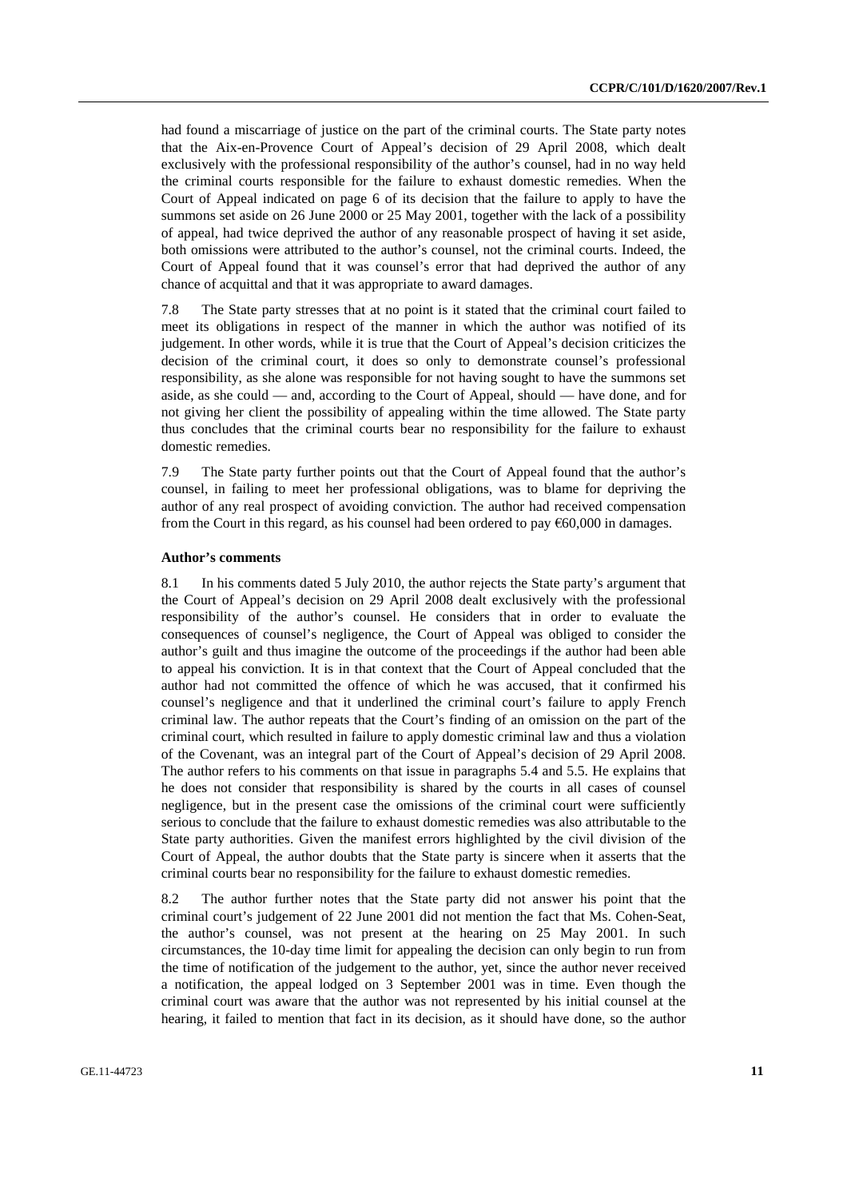had found a miscarriage of justice on the part of the criminal courts. The State party notes that the Aix-en-Provence Court of Appeal's decision of 29 April 2008, which dealt exclusively with the professional responsibility of the author's counsel, had in no way held the criminal courts responsible for the failure to exhaust domestic remedies. When the Court of Appeal indicated on page 6 of its decision that the failure to apply to have the summons set aside on 26 June 2000 or 25 May 2001, together with the lack of a possibility of appeal, had twice deprived the author of any reasonable prospect of having it set aside, both omissions were attributed to the author's counsel, not the criminal courts. Indeed, the Court of Appeal found that it was counsel's error that had deprived the author of any chance of acquittal and that it was appropriate to award damages.

7.8 The State party stresses that at no point is it stated that the criminal court failed to meet its obligations in respect of the manner in which the author was notified of its judgement. In other words, while it is true that the Court of Appeal's decision criticizes the decision of the criminal court, it does so only to demonstrate counsel's professional responsibility, as she alone was responsible for not having sought to have the summons set aside, as she could — and, according to the Court of Appeal, should — have done, and for not giving her client the possibility of appealing within the time allowed. The State party thus concludes that the criminal courts bear no responsibility for the failure to exhaust domestic remedies.

7.9 The State party further points out that the Court of Appeal found that the author's counsel, in failing to meet her professional obligations, was to blame for depriving the author of any real prospect of avoiding conviction. The author had received compensation from the Court in this regard, as his counsel had been ordered to pay €60,000 in damages.

### Author's comments

8.1 In his comments dated 5 July 2010, the author rejects the State party's argument that the Court of Appeal's decision on 29 April 2008 dealt exclusively with the professional responsibility of the author's counsel. He considers that in order to evaluate the consequences of counsel's negligence, the Court of Appeal was obliged to consider the author's guilt and thus imagine the outcome of the proceedings if the author had been able to appeal his conviction. It is in that context that the Court of Appeal concluded that the author had not committed the offence of which he was accused, that it confirmed his counsel's negligence and that it underlined the criminal court's failure to apply French criminal law. The author repeats that the Court's finding of an omission on the part of the criminal court, which resulted in failure to apply domestic criminal law and thus a violation of the Covenant, was an integral part of the Court of Appeal's decision of 29 April 2008. The author refers to his comments on that issue in paragraphs 5.4 and 5.5. He explains that he does not consider that responsibility is shared by the courts in all cases of counsel negligence, but in the present case the omissions of the criminal court were sufficiently serious to conclude that the failure to exhaust domestic remedies was also attributable to the State party authorities. Given the manifest errors highlighted by the civil division of the Court of Appeal, the author doubts that the State party is sincere when it asserts that the criminal courts bear no responsibility for the failure to exhaust domestic remedies.

8.2 The author further notes that the State party did not answer his point that the criminal court's judgement of 22 June 2001 did not mention the fact that Ms. Cohen-Seat, the author's counsel, was not present at the hearing on 25 May 2001. In such circumstances, the 10-day time limit for appealing the decision can only begin to run from the time of notification of the judgement to the author, yet, since the author never received a notification, the appeal lodged on 3 September 2001 was in time. Even though the criminal court was aware that the author was not represented by his initial counsel at the hearing, it failed to mention that fact in its decision, as it should have done, so the author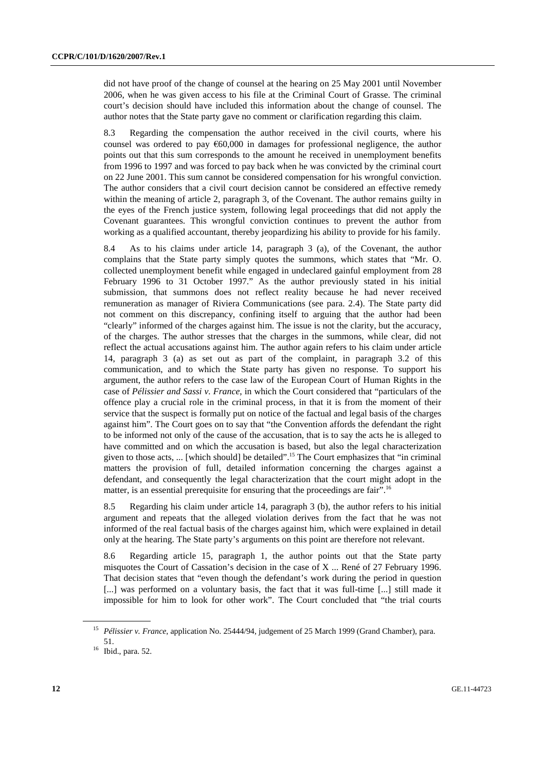did not have proof of the change of counsel at the hearing on 25 May 2001 until November 2006, when he was given access to his file at the Criminal Court of Grasse. The criminal court's decision should have included this information about the change of counsel. The author notes that the State party gave no comment or clarification regarding this claim.

8.3 Regarding the compensation the author received in the civil courts, where his counsel was ordered to pay €60,000 in damages for professional negligence, the author points out that this sum corresponds to the amount he received in unemployment benefits from 1996 to 1997 and was forced to pay back when he was convicted by the criminal court on 22 June 2001. This sum cannot be considered compensation for his wrongful conviction. The author considers that a civil court decision cannot be considered an effective remedy within the meaning of article 2, paragraph 3, of the Covenant. The author remains guilty in the eyes of the French justice system, following legal proceedings that did not apply the Covenant guarantees. This wrongful conviction continues to prevent the author from working as a qualified accountant, thereby jeopardizing his ability to provide for his family.

8.4 As to his claims under article 14, paragraph 3 (a), of the Covenant, the author complains that the State party simply quotes the summons, which states that "Mr. O. collected unemployment benefit while engaged in undeclared gainful employment from 28 February 1996 to 31 October 1997." As the author previously stated in his initial submission, that summons does not reflect reality because he had never received remuneration as manager of Riviera Communications (see para. 2.4). The State party did not comment on this discrepancy, confining itself to arguing that the author had been "clearly" informed of the charges against him. The issue is not the clarity, but the accuracy, of the charges. The author stresses that the charges in the summons, while clear, did not reflect the actual accusations against him. The author again refers to his claim under article 14, paragraph 3 (a) as set out as part of the complaint, in paragraph 3.2 of this communication, and to which the State party has given no response. To support his argument, the author refers to the case law of the European Court of Human Rights in the case of *Pélissier and Sassi v. France*, in which the Court considered that "particulars of the offence play a crucial role in the criminal process, in that it is from the moment of their service that the suspect is formally put on notice of the factual and legal basis of the charges against him". The Court goes on to say that "the Convention affords the defendant the right to be informed not only of the cause of the accusation, that is to say the acts he is alleged to have committed and on which the accusation is based, but also the legal characterization given to those acts, ... [which should] be detailed".[15] The Court emphasizes that "in criminal matters the provision of full, detailed information concerning the charges against a defendant, and consequently the legal characterization that the court might adopt in the matter, is an essential prerequisite for ensuring that the proceedings are fair".[16]

8.5 Regarding his claim under article 14, paragraph 3 (b), the author refers to his initial argument and repeats that the alleged violation derives from the fact that he was not informed of the real factual basis of the charges against him, which were explained in detail only at the hearing. The State party's arguments on this point are therefore not relevant.

8.6 Regarding article 15, paragraph 1, the author points out that the State party misquotes the Court of Cassation's decision in the case of X ... René of 27 February 1996. That decision states that "even though the defendant's work during the period in question [...] was performed on a voluntary basis, the fact that it was full-time [...] still made it impossible for him to look for other work". The Court concluded that "the trial courts

[15] *Pélissier v. France*, application No. 25444/94, judgement of 25 March 1999 (Grand Chamber), para. 51.

[16] Ibid., para. 52.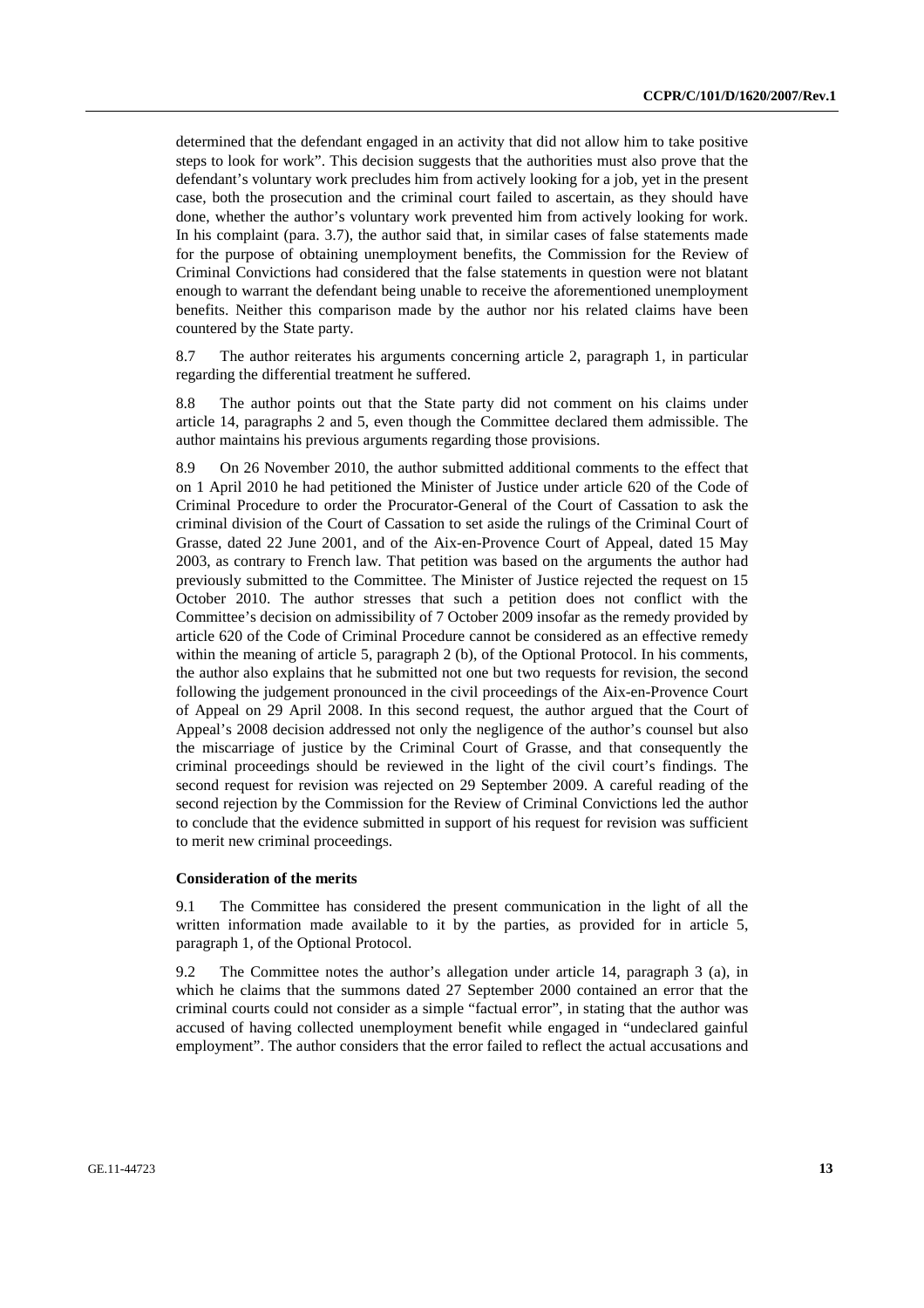determined that the defendant engaged in an activity that did not allow him to take positive steps to look for work". This decision suggests that the authorities must also prove that the defendant's voluntary work precludes him from actively looking for a job, yet in the present case, both the prosecution and the criminal court failed to ascertain, as they should have done, whether the author's voluntary work prevented him from actively looking for work. In his complaint (para. 3.7), the author said that, in similar cases of false statements made for the purpose of obtaining unemployment benefits, the Commission for the Review of Criminal Convictions had considered that the false statements in question were not blatant enough to warrant the defendant being unable to receive the aforementioned unemployment benefits. Neither this comparison made by the author nor his related claims have been countered by the State party.

8.7 The author reiterates his arguments concerning article 2, paragraph 1, in particular regarding the differential treatment he suffered.

8.8 The author points out that the State party did not comment on his claims under article 14, paragraphs 2 and 5, even though the Committee declared them admissible. The author maintains his previous arguments regarding those provisions.

8.9 On 26 November 2010, the author submitted additional comments to the effect that on 1 April 2010 he had petitioned the Minister of Justice under article 620 of the Code of Criminal Procedure to order the Procurator-General of the Court of Cassation to ask the criminal division of the Court of Cassation to set aside the rulings of the Criminal Court of Grasse, dated 22 June 2001, and of the Aix-en-Provence Court of Appeal, dated 15 May 2003, as contrary to French law. That petition was based on the arguments the author had previously submitted to the Committee. The Minister of Justice rejected the request on 15 October 2010. The author stresses that such a petition does not conflict with the Committee's decision on admissibility of 7 October 2009 insofar as the remedy provided by article 620 of the Code of Criminal Procedure cannot be considered as an effective remedy within the meaning of article 5, paragraph 2 (b), of the Optional Protocol. In his comments, the author also explains that he submitted not one but two requests for revision, the second following the judgement pronounced in the civil proceedings of the Aix-en-Provence Court of Appeal on 29 April 2008. In this second request, the author argued that the Court of Appeal's 2008 decision addressed not only the negligence of the author's counsel but also the miscarriage of justice by the Criminal Court of Grasse, and that consequently the criminal proceedings should be reviewed in the light of the civil court's findings. The second request for revision was rejected on 29 September 2009. A careful reading of the second rejection by the Commission for the Review of Criminal Convictions led the author to conclude that the evidence submitted in support of his request for revision was sufficient to merit new criminal proceedings.

### Consideration of the merits

9.1 The Committee has considered the present communication in the light of all the written information made available to it by the parties, as provided for in article 5, paragraph 1, of the Optional Protocol.

9.2 The Committee notes the author's allegation under article 14, paragraph 3 (a), in which he claims that the summons dated 27 September 2000 contained an error that the criminal courts could not consider as a simple "factual error", in stating that the author was accused of having collected unemployment benefit while engaged in "undeclared gainful employment". The author considers that the error failed to reflect the actual accusations and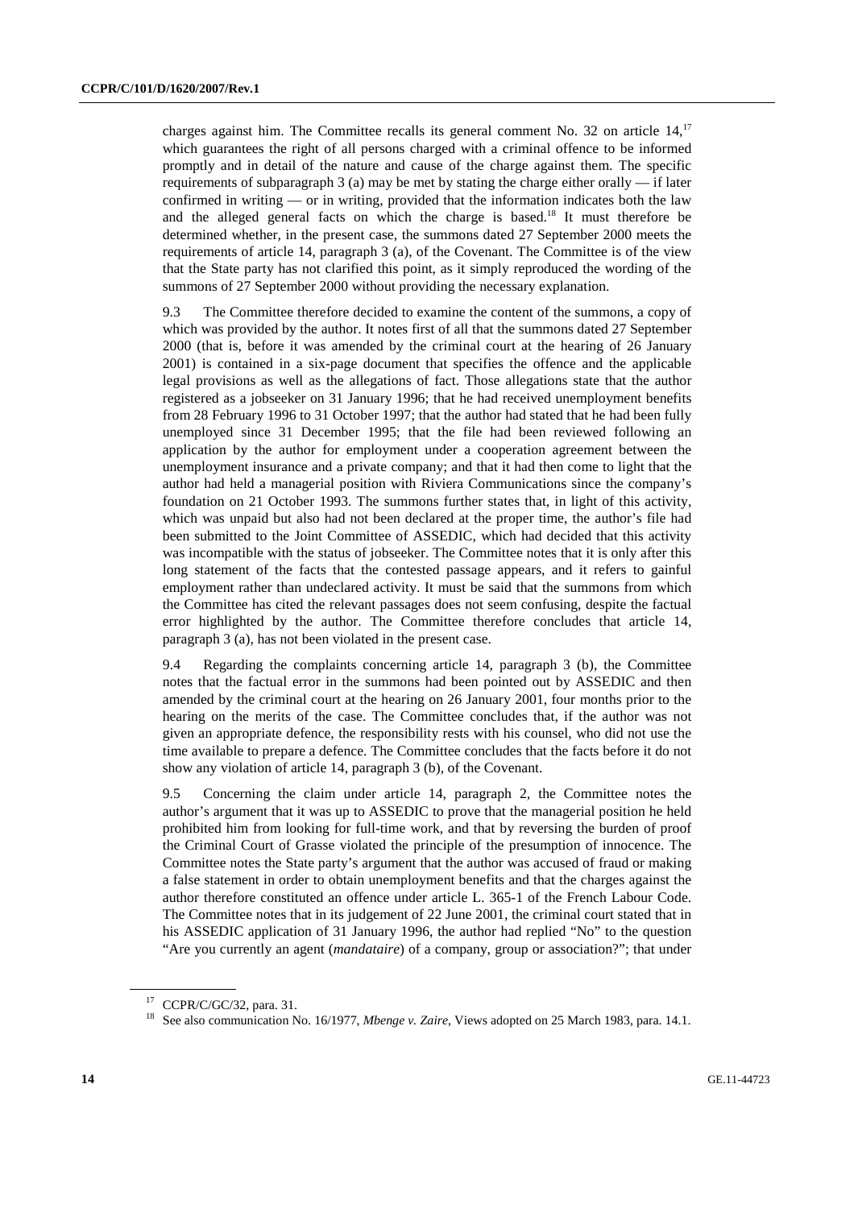charges against him. The Committee recalls its general comment No. 32 on article 14,[17] which guarantees the right of all persons charged with a criminal offence to be informed promptly and in detail of the nature and cause of the charge against them. The specific requirements of subparagraph 3 (a) may be met by stating the charge either orally — if later confirmed in writing — or in writing, provided that the information indicates both the law and the alleged general facts on which the charge is based.[18] It must therefore be determined whether, in the present case, the summons dated 27 September 2000 meets the requirements of article 14, paragraph 3 (a), of the Covenant. The Committee is of the view that the State party has not clarified this point, as it simply reproduced the wording of the summons of 27 September 2000 without providing the necessary explanation.

9.3 The Committee therefore decided to examine the content of the summons, a copy of which was provided by the author. It notes first of all that the summons dated 27 September 2000 (that is, before it was amended by the criminal court at the hearing of 26 January 2001) is contained in a six-page document that specifies the offence and the applicable legal provisions as well as the allegations of fact. Those allegations state that the author registered as a jobseeker on 31 January 1996; that he had received unemployment benefits from 28 February 1996 to 31 October 1997; that the author had stated that he had been fully unemployed since 31 December 1995; that the file had been reviewed following an application by the author for employment under a cooperation agreement between the unemployment insurance and a private company; and that it had then come to light that the author had held a managerial position with Riviera Communications since the company's foundation on 21 October 1993. The summons further states that, in light of this activity, which was unpaid but also had not been declared at the proper time, the author's file had been submitted to the Joint Committee of ASSEDIC, which had decided that this activity was incompatible with the status of jobseeker. The Committee notes that it is only after this long statement of the facts that the contested passage appears, and it refers to gainful employment rather than undeclared activity. It must be said that the summons from which the Committee has cited the relevant passages does not seem confusing, despite the factual error highlighted by the author. The Committee therefore concludes that article 14, paragraph 3 (a), has not been violated in the present case.

9.4 Regarding the complaints concerning article 14, paragraph 3 (b), the Committee notes that the factual error in the summons had been pointed out by ASSEDIC and then amended by the criminal court at the hearing on 26 January 2001, four months prior to the hearing on the merits of the case. The Committee concludes that, if the author was not given an appropriate defence, the responsibility rests with his counsel, who did not use the time available to prepare a defence. The Committee concludes that the facts before it do not show any violation of article 14, paragraph 3 (b), of the Covenant.

9.5 Concerning the claim under article 14, paragraph 2, the Committee notes the author's argument that it was up to ASSEDIC to prove that the managerial position he held prohibited him from looking for full-time work, and that by reversing the burden of proof the Criminal Court of Grasse violated the principle of the presumption of innocence. The Committee notes the State party's argument that the author was accused of fraud or making a false statement in order to obtain unemployment benefits and that the charges against the author therefore constituted an offence under article L. 365-1 of the French Labour Code. The Committee notes that in its judgement of 22 June 2001, the criminal court stated that in his ASSEDIC application of 31 January 1996, the author had replied "No" to the question "Are you currently an agent (*mandataire*) of a company, group or association?"; that under

[17] CCPR/C/GC/32, para. 31.

[18] See also communication No. 16/1977, *Mbenge v. Zaire*, Views adopted on 25 March 1983, para. 14.1.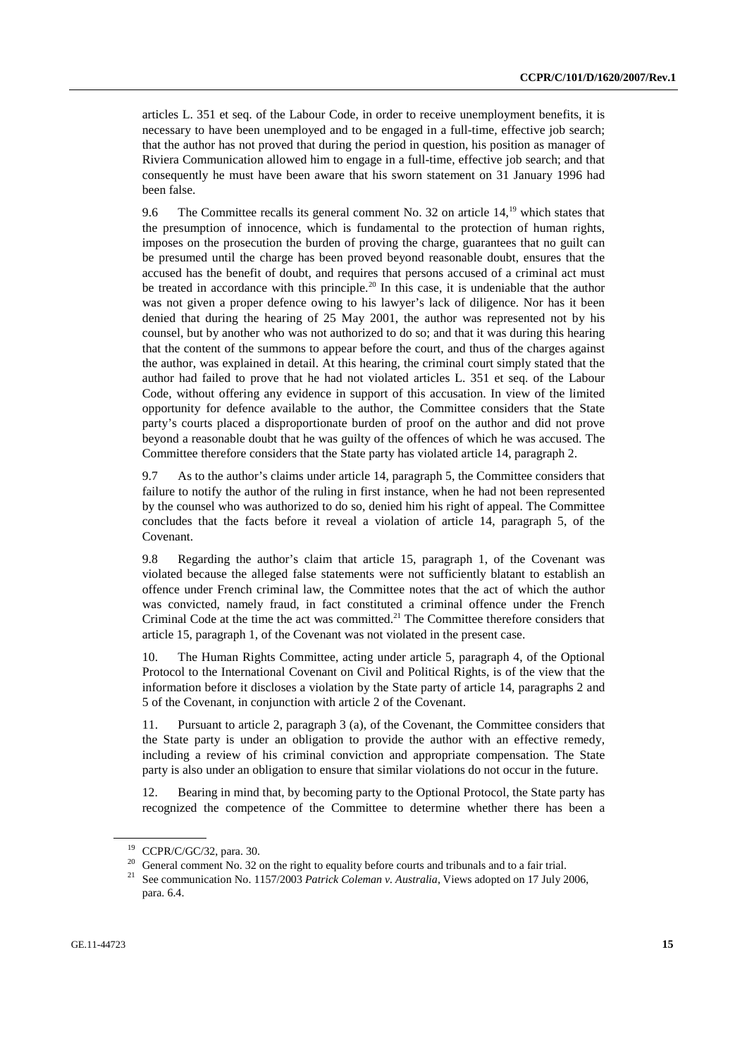articles L. 351 et seq. of the Labour Code, in order to receive unemployment benefits, it is necessary to have been unemployed and to be engaged in a full-time, effective job search; that the author has not proved that during the period in question, his position as manager of Riviera Communication allowed him to engage in a full-time, effective job search; and that consequently he must have been aware that his sworn statement on 31 January 1996 had been false.

9.6 The Committee recalls its general comment No. 32 on article 14,[19] which states that the presumption of innocence, which is fundamental to the protection of human rights, imposes on the prosecution the burden of proving the charge, guarantees that no guilt can be presumed until the charge has been proved beyond reasonable doubt, ensures that the accused has the benefit of doubt, and requires that persons accused of a criminal act must be treated in accordance with this principle.[20] In this case, it is undeniable that the author was not given a proper defence owing to his lawyer's lack of diligence. Nor has it been denied that during the hearing of 25 May 2001, the author was represented not by his counsel, but by another who was not authorized to do so; and that it was during this hearing that the content of the summons to appear before the court, and thus of the charges against the author, was explained in detail. At this hearing, the criminal court simply stated that the author had failed to prove that he had not violated articles L. 351 et seq. of the Labour Code, without offering any evidence in support of this accusation. In view of the limited opportunity for defence available to the author, the Committee considers that the State party's courts placed a disproportionate burden of proof on the author and did not prove beyond a reasonable doubt that he was guilty of the offences of which he was accused. The Committee therefore considers that the State party has violated article 14, paragraph 2.

9.7 As to the author's claims under article 14, paragraph 5, the Committee considers that failure to notify the author of the ruling in first instance, when he had not been represented by the counsel who was authorized to do so, denied him his right of appeal. The Committee concludes that the facts before it reveal a violation of article 14, paragraph 5, of the Covenant.

9.8 Regarding the author's claim that article 15, paragraph 1, of the Covenant was violated because the alleged false statements were not sufficiently blatant to establish an offence under French criminal law, the Committee notes that the act of which the author was convicted, namely fraud, in fact constituted a criminal offence under the French Criminal Code at the time the act was committed.[21] The Committee therefore considers that article 15, paragraph 1, of the Covenant was not violated in the present case.

10. The Human Rights Committee, acting under article 5, paragraph 4, of the Optional Protocol to the International Covenant on Civil and Political Rights, is of the view that the information before it discloses a violation by the State party of article 14, paragraphs 2 and 5 of the Covenant, in conjunction with article 2 of the Covenant.

11. Pursuant to article 2, paragraph 3 (a), of the Covenant, the Committee considers that the State party is under an obligation to provide the author with an effective remedy, including a review of his criminal conviction and appropriate compensation. The State party is also under an obligation to ensure that similar violations do not occur in the future.

12. Bearing in mind that, by becoming party to the Optional Protocol, the State party has recognized the competence of the Committee to determine whether there has been a

---

[19] CCPR/C/GC/32, para. 30.

[20] General comment No. 32 on the right to equality before courts and tribunals and to a fair trial.

[21] See communication No. 1157/2003 *Patrick Coleman v. Australia*, Views adopted on 17 July 2006, para. 6.4.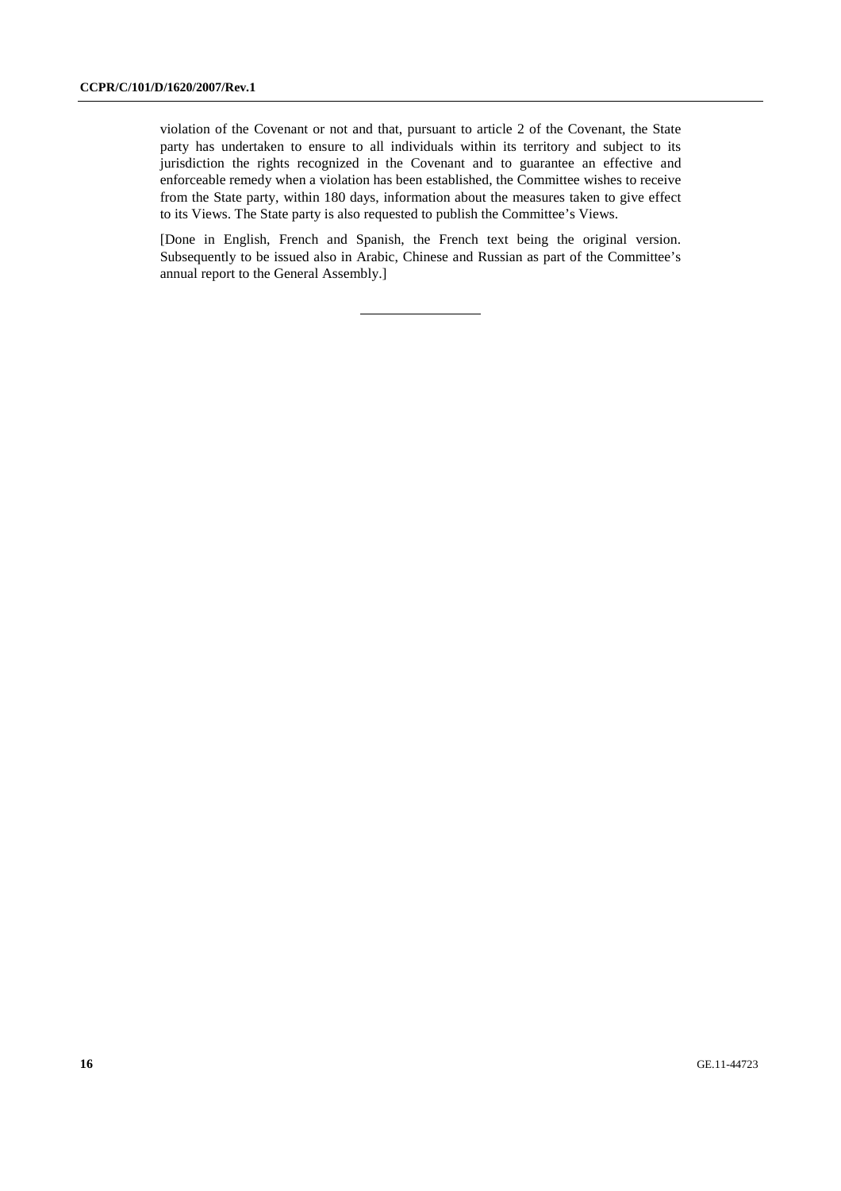violation of the Covenant or not and that, pursuant to article 2 of the Covenant, the State party has undertaken to ensure to all individuals within its territory and subject to its jurisdiction the rights recognized in the Covenant and to guarantee an effective and enforceable remedy when a violation has been established, the Committee wishes to receive from the State party, within 180 days, information about the measures taken to give effect to its Views. The State party is also requested to publish the Committee's Views.

[Done in English, French and Spanish, the French text being the original version. Subsequently to be issued also in Arabic, Chinese and Russian as part of the Committee's annual report to the General Assembly.]